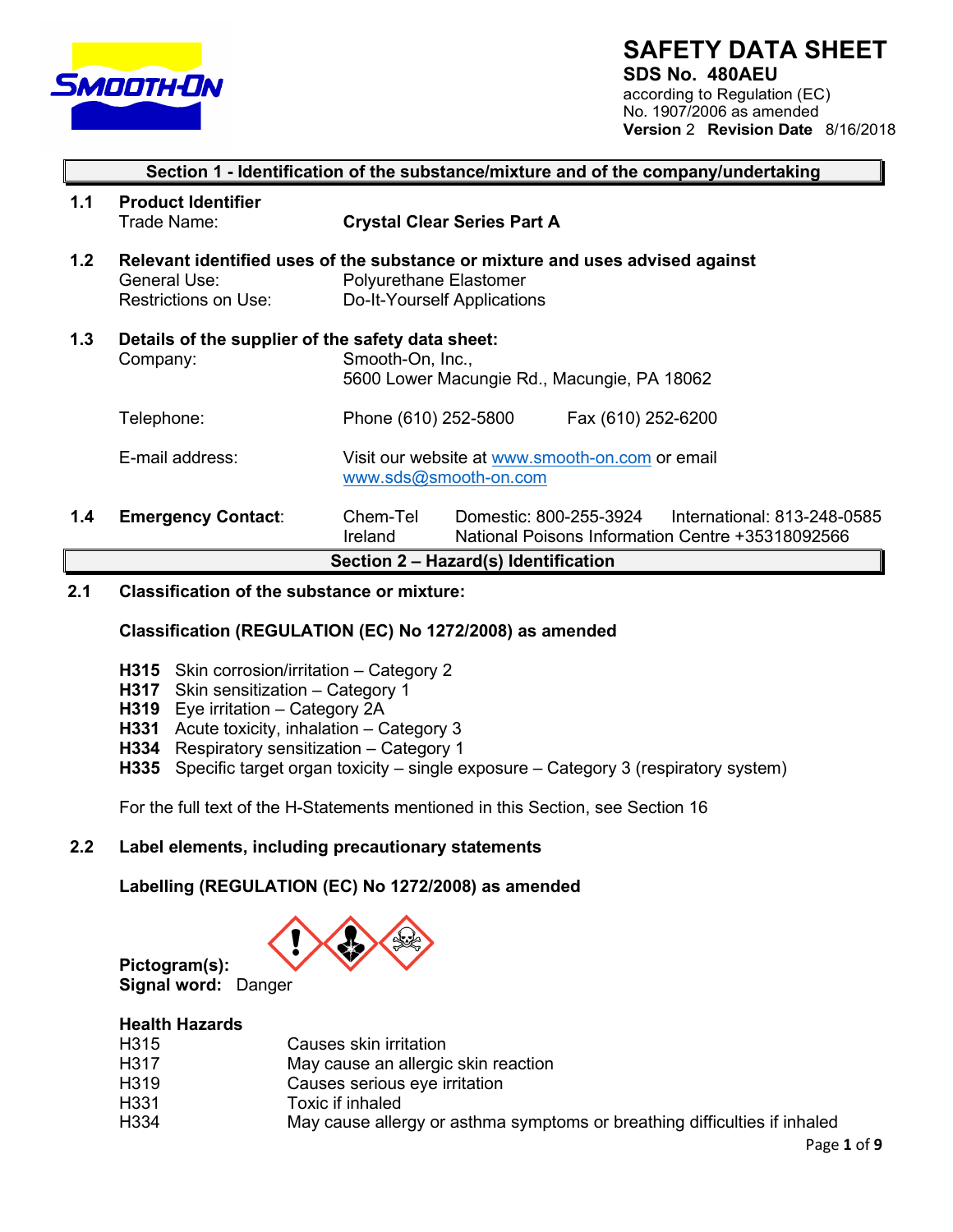# SAFETY DATA SHEET

**SDS No. 480AEU**

according to Regulation (EC) No. 1907/2006 as amended

**Version** 2 **Revision Date** 8/16/2018

## Section 1 - Identification of the substance/mixture and of the company/undertaking

**1.1 Product Identifier**

Trade Name: **Crystal Clear Series Part A**

**1.2 Relevant identified uses of the substance or mixture and uses advised against**

General Use: Polyurethane Elastomer

Restrictions on Use: Do-It-Yourself Applications

**1.3 Details of the supplier of the safety data sheet:**

Company: Smooth-On, Inc., 5600 Lower Macungie Rd., Macungie, PA 18062

Telephone: Phone (610) 252-5800 Fax (610) 252-6200

E-mail address: Visit our website at www.smooth-on.com or email www.sds@smooth-on.com

**1.4 Emergency Contact**:

Chem-Tel Domestic: 800-255-3924 International: 813-248-0585

Ireland National Poisons Information Centre +35318092566

## Section 2 – Hazard(s) Identification

**2.1 Classification of the substance or mixture:**

**Classification (REGULATION (EC) No 1272/2008) as amended**

- **H315** Skin corrosion/irritation – Category 2
- **H317** Skin sensitization – Category 1
- **H319** Eye irritation – Category 2A
- **H331** Acute toxicity, inhalation – Category 3
- **H334** Respiratory sensitization – Category 1
- **H335** Specific target organ toxicity – single exposure – Category 3 (respiratory system)

For the full text of the H-Statements mentioned in this Section, see Section 16

**2.2 Label elements, including precautionary statements**

**Labelling (REGULATION (EC) No 1272/2008) as amended**

**Pictogram(s):**

**Signal word:** Danger

**Health Hazards**

| | |
|---|---|
| H315 | Causes skin irritation |
| H317 | May cause an allergic skin reaction |
| H319 | Causes serious eye irritation |
| H331 | Toxic if inhaled |
| H334 | May cause allergy or asthma symptoms or breathing difficulties if inhaled |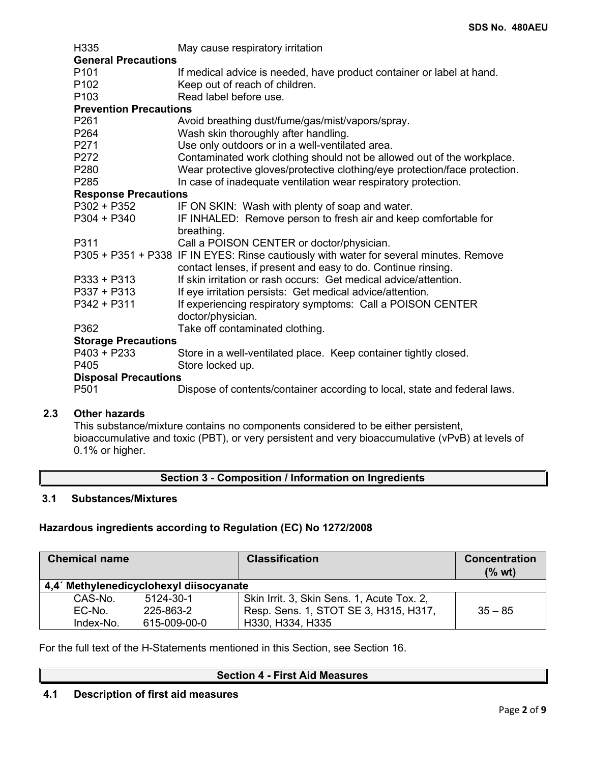| | |
|---|---|
| H335 | May cause respiratory irritation |

**General Precautions**

| | |
|---|---|
| P101 | If medical advice is needed, have product container or label at hand. |
| P102 | Keep out of reach of children. |
| P103 | Read label before use. |

**Prevention Precautions**

| | |
|---|---|
| P261 | Avoid breathing dust/fume/gas/mist/vapors/spray. |
| P264 | Wash skin thoroughly after handling. |
| P271 | Use only outdoors or in a well-ventilated area. |
| P272 | Contaminated work clothing should not be allowed out of the workplace. |
| P280 | Wear protective gloves/protective clothing/eye protection/face protection. |
| P285 | In case of inadequate ventilation wear respiratory protection. |

**Response Precautions**

| | |
|---|---|
| P302 + P352 | IF ON SKIN: Wash with plenty of soap and water. |
| P304 + P340 | IF INHALED: Remove person to fresh air and keep comfortable for breathing. |
| P311 | Call a POISON CENTER or doctor/physician. |
| P305 + P351 + P338 | IF IN EYES: Rinse cautiously with water for several minutes. Remove contact lenses, if present and easy to do. Continue rinsing. |
| P333 + P313 | If skin irritation or rash occurs: Get medical advice/attention. |
| P337 + P313 | If eye irritation persists: Get medical advice/attention. |
| P342 + P311 | If experiencing respiratory symptoms: Call a POISON CENTER doctor/physician. |
| P362 | Take off contaminated clothing. |

**Storage Precautions**

| | |
|---|---|
| P403 + P233 | Store in a well-ventilated place. Keep container tightly closed. |
| P405 | Store locked up. |

**Disposal Precautions**

| | |
|---|---|
| P501 | Dispose of contents/container according to local, state and federal laws. |

### 2.3 Other hazards

This substance/mixture contains no components considered to be either persistent, bioaccumulative and toxic (PBT), or very persistent and very bioaccumulative (vPvB) at levels of 0.1% or higher.

## Section 3 - Composition / Information on Ingredients

### 3.1 Substances/Mixtures

**Hazardous ingredients according to Regulation (EC) No 1272/2008**

| Chemical name | | Classification | Concentration (% wt) |
|---|---|---|---|
| **4,4´ Methylenedicyclohexyl diisocyanate** | | | |
| CAS-No.<br>EC-No.<br>Index-No. | 5124-30-1<br>225-863-2<br>615-009-00-0 | Skin Irrit. 3, Skin Sens. 1, Acute Tox. 2, Resp. Sens. 1, STOT SE 3, H315, H317, H330, H334, H335 | 35 – 85 |

For the full text of the H-Statements mentioned in this Section, see Section 16.

## Section 4 - First Aid Measures

### 4.1 Description of first aid measures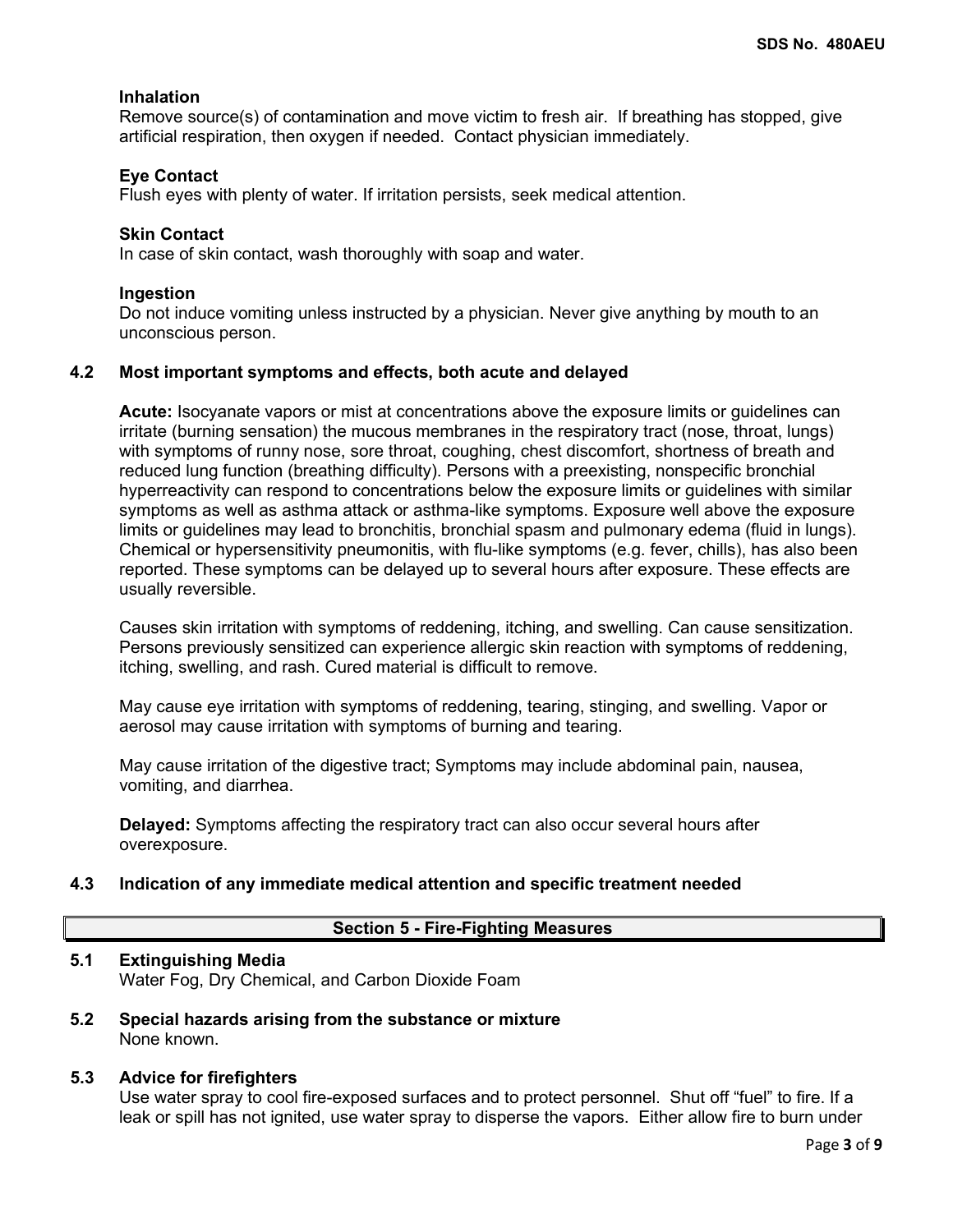**Inhalation**
Remove source(s) of contamination and move victim to fresh air. If breathing has stopped, give artificial respiration, then oxygen if needed. Contact physician immediately.

**Eye Contact**
Flush eyes with plenty of water. If irritation persists, seek medical attention.

**Skin Contact**
In case of skin contact, wash thoroughly with soap and water.

**Ingestion**
Do not induce vomiting unless instructed by a physician. Never give anything by mouth to an unconscious person.

### 4.2 Most important symptoms and effects, both acute and delayed

**Acute:** Isocyanate vapors or mist at concentrations above the exposure limits or guidelines can irritate (burning sensation) the mucous membranes in the respiratory tract (nose, throat, lungs) with symptoms of runny nose, sore throat, coughing, chest discomfort, shortness of breath and reduced lung function (breathing difficulty). Persons with a preexisting, nonspecific bronchial hyperreactivity can respond to concentrations below the exposure limits or guidelines with similar symptoms as well as asthma attack or asthma-like symptoms. Exposure well above the exposure limits or guidelines may lead to bronchitis, bronchial spasm and pulmonary edema (fluid in lungs). Chemical or hypersensitivity pneumonitis, with flu-like symptoms (e.g. fever, chills), has also been reported. These symptoms can be delayed up to several hours after exposure. These effects are usually reversible.

Causes skin irritation with symptoms of reddening, itching, and swelling. Can cause sensitization. Persons previously sensitized can experience allergic skin reaction with symptoms of reddening, itching, swelling, and rash. Cured material is difficult to remove.

May cause eye irritation with symptoms of reddening, tearing, stinging, and swelling. Vapor or aerosol may cause irritation with symptoms of burning and tearing.

May cause irritation of the digestive tract; Symptoms may include abdominal pain, nausea, vomiting, and diarrhea.

**Delayed:** Symptoms affecting the respiratory tract can also occur several hours after overexposure.

### 4.3 Indication of any immediate medical attention and specific treatment needed

## Section 5 - Fire-Fighting Measures

### 5.1 Extinguishing Media

Water Fog, Dry Chemical, and Carbon Dioxide Foam

### 5.2 Special hazards arising from the substance or mixture

None known.

### 5.3 Advice for firefighters

Use water spray to cool fire-exposed surfaces and to protect personnel. Shut off "fuel" to fire. If a leak or spill has not ignited, use water spray to disperse the vapors. Either allow fire to burn under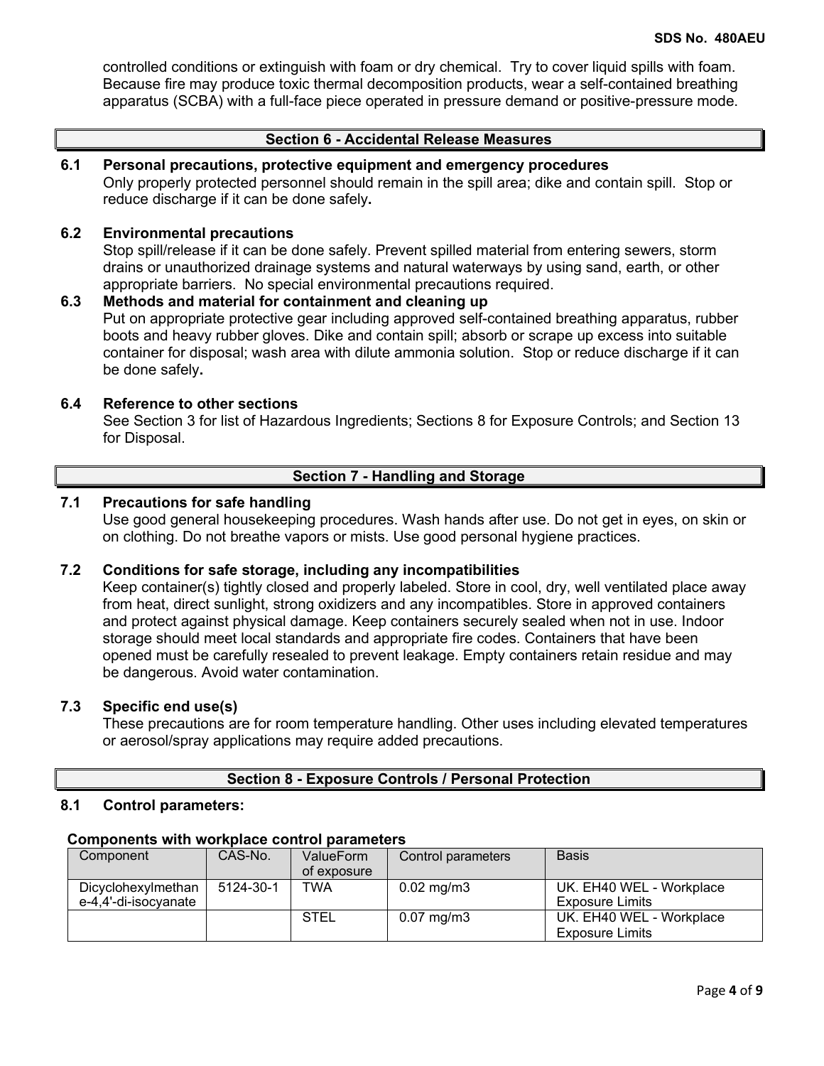controlled conditions or extinguish with foam or dry chemical. Try to cover liquid spills with foam. Because fire may produce toxic thermal decomposition products, wear a self-contained breathing apparatus (SCBA) with a full-face piece operated in pressure demand or positive-pressure mode.

## Section 6 - Accidental Release Measures

### 6.1 Personal precautions, protective equipment and emergency procedures

Only properly protected personnel should remain in the spill area; dike and contain spill. Stop or reduce discharge if it can be done safely**.**

### 6.2 Environmental precautions

Stop spill/release if it can be done safely. Prevent spilled material from entering sewers, storm drains or unauthorized drainage systems and natural waterways by using sand, earth, or other appropriate barriers. No special environmental precautions required.

### 6.3 Methods and material for containment and cleaning up

Put on appropriate protective gear including approved self-contained breathing apparatus, rubber boots and heavy rubber gloves. Dike and contain spill; absorb or scrape up excess into suitable container for disposal; wash area with dilute ammonia solution. Stop or reduce discharge if it can be done safely**.**

### 6.4 Reference to other sections

See Section 3 for list of Hazardous Ingredients; Sections 8 for Exposure Controls; and Section 13 for Disposal.

## Section 7 - Handling and Storage

### 7.1 Precautions for safe handling

Use good general housekeeping procedures. Wash hands after use. Do not get in eyes, on skin or on clothing. Do not breathe vapors or mists. Use good personal hygiene practices.

### 7.2 Conditions for safe storage, including any incompatibilities

Keep container(s) tightly closed and properly labeled. Store in cool, dry, well ventilated place away from heat, direct sunlight, strong oxidizers and any incompatibles. Store in approved containers and protect against physical damage. Keep containers securely sealed when not in use. Indoor storage should meet local standards and appropriate fire codes. Containers that have been opened must be carefully resealed to prevent leakage. Empty containers retain residue and may be dangerous. Avoid water contamination.

### 7.3 Specific end use(s)

These precautions are for room temperature handling. Other uses including elevated temperatures or aerosol/spray applications may require added precautions.

## Section 8 - Exposure Controls / Personal Protection

### 8.1 Control parameters:

**Components with workplace control parameters**

| Component | CAS-No. | ValueForm of exposure | Control parameters | Basis |
|---|---|---|---|---|
| Dicyclohexylmethane-4,4'-di-isocyanate | 5124-30-1 | TWA | 0.02 mg/m3 | UK. EH40 WEL - Workplace Exposure Limits |
| | | STEL | 0.07 mg/m3 | UK. EH40 WEL - Workplace Exposure Limits |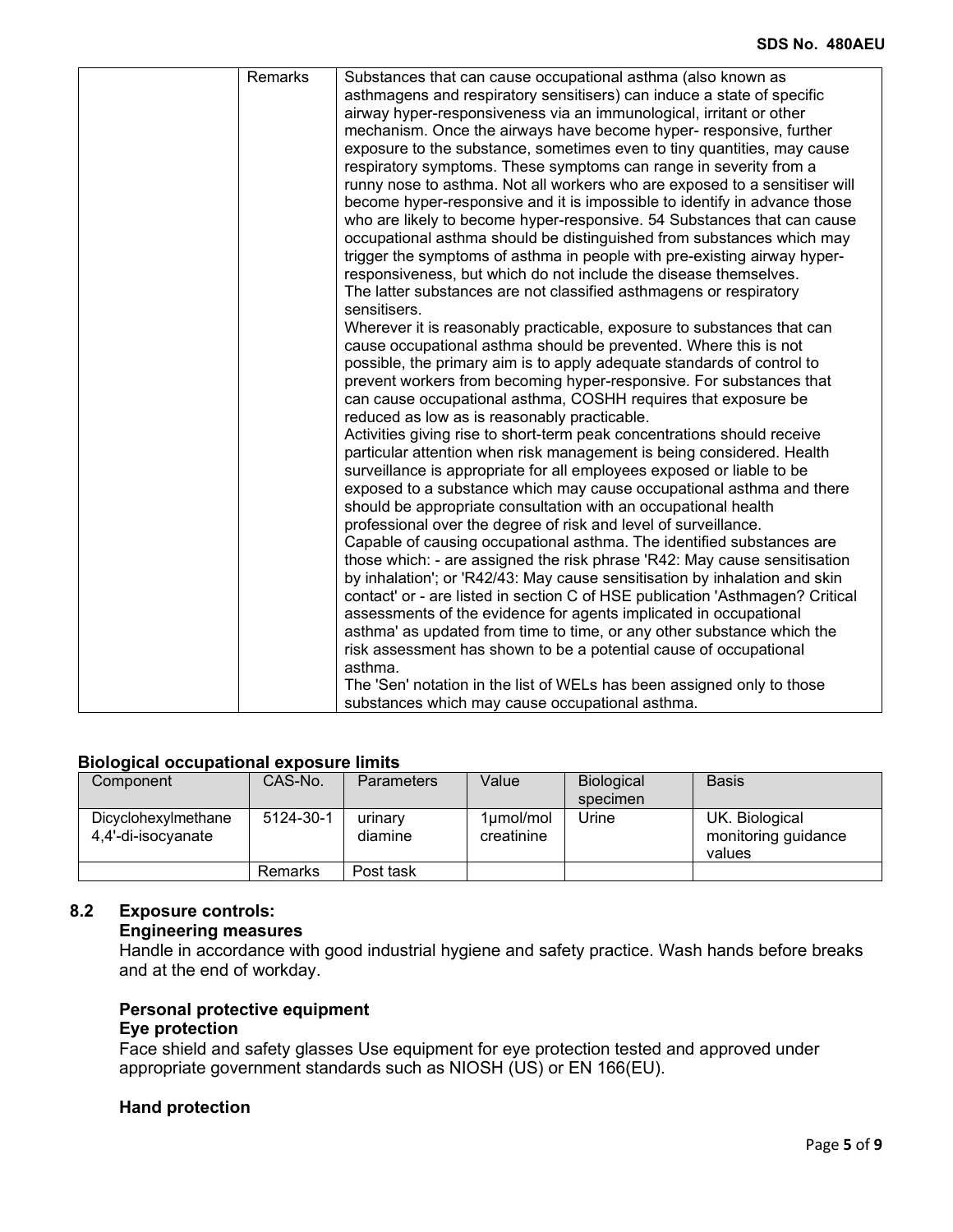| | Remarks | Substances that can cause occupational asthma (also known as asthmagens and respiratory sensitisers) can induce a state of specific airway hyper-responsiveness via an immunological, irritant or other mechanism. Once the airways have become hyper- responsive, further exposure to the substance, sometimes even to tiny quantities, may cause respiratory symptoms. These symptoms can range in severity from a runny nose to asthma. Not all workers who are exposed to a sensitiser will become hyper-responsive and it is impossible to identify in advance those who are likely to become hyper-responsive. 54 Substances that can cause occupational asthma should be distinguished from substances which may trigger the symptoms of asthma in people with pre-existing airway hyper-responsiveness, but which do not include the disease themselves. The latter substances are not classified asthmagens or respiratory sensitisers. Wherever it is reasonably practicable, exposure to substances that can cause occupational asthma should be prevented. Where this is not possible, the primary aim is to apply adequate standards of control to prevent workers from becoming hyper-responsive. For substances that can cause occupational asthma, COSHH requires that exposure be reduced as low as is reasonably practicable. Activities giving rise to short-term peak concentrations should receive particular attention when risk management is being considered. Health surveillance is appropriate for all employees exposed or liable to be exposed to a substance which may cause occupational asthma and there should be appropriate consultation with an occupational health professional over the degree of risk and level of surveillance. Capable of causing occupational asthma. The identified substances are those which: - are assigned the risk phrase 'R42: May cause sensitisation by inhalation'; or 'R42/43: May cause sensitisation by inhalation and skin contact' or - are listed in section C of HSE publication 'Asthmagen? Critical assessments of the evidence for agents implicated in occupational asthma' as updated from time to time, or any other substance which the risk assessment has shown to be a potential cause of occupational asthma. The 'Sen' notation in the list of WELs has been assigned only to those substances which may cause occupational asthma. |
|---|---|---|

**Biological occupational exposure limits**

| Component | CAS-No. | Parameters | Value | Biological specimen | Basis |
|---|---|---|---|---|---|
| Dicyclohexylmethane 4,4'-di-isocyanate | 5124-30-1 | urinary diamine | 1µmol/mol creatinine | Urine | UK. Biological monitoring guidance values |
| | Remarks | Post task | | | |

## 8.2 Exposure controls:

**Engineering measures**

Handle in accordance with good industrial hygiene and safety practice. Wash hands before breaks and at the end of workday.

**Personal protective equipment**

**Eye protection**

Face shield and safety glasses Use equipment for eye protection tested and approved under appropriate government standards such as NIOSH (US) or EN 166(EU).

**Hand protection**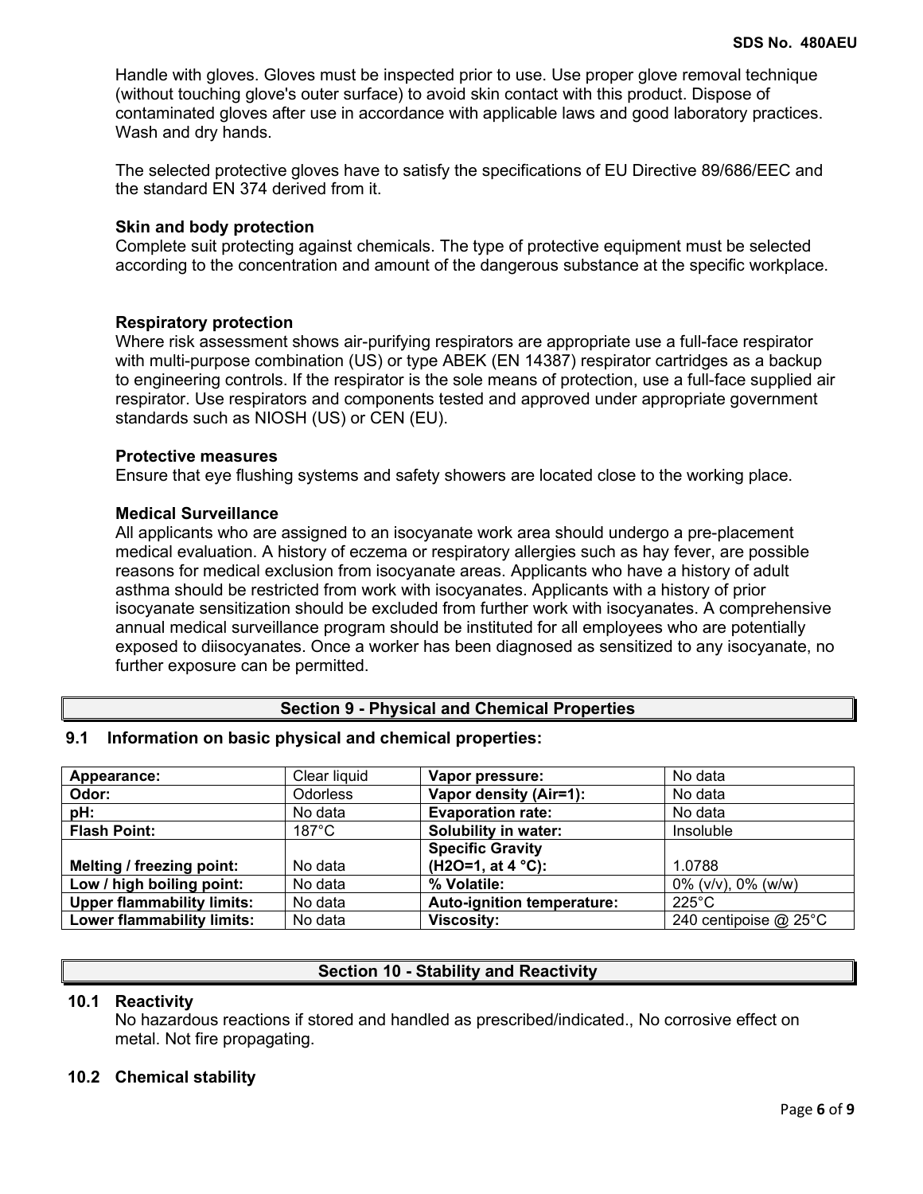Handle with gloves. Gloves must be inspected prior to use. Use proper glove removal technique (without touching glove's outer surface) to avoid skin contact with this product. Dispose of contaminated gloves after use in accordance with applicable laws and good laboratory practices. Wash and dry hands.

The selected protective gloves have to satisfy the specifications of EU Directive 89/686/EEC and the standard EN 374 derived from it.

**Skin and body protection**

Complete suit protecting against chemicals. The type of protective equipment must be selected according to the concentration and amount of the dangerous substance at the specific workplace.

**Respiratory protection**

Where risk assessment shows air-purifying respirators are appropriate use a full-face respirator with multi-purpose combination (US) or type ABEK (EN 14387) respirator cartridges as a backup to engineering controls. If the respirator is the sole means of protection, use a full-face supplied air respirator. Use respirators and components tested and approved under appropriate government standards such as NIOSH (US) or CEN (EU).

**Protective measures**

Ensure that eye flushing systems and safety showers are located close to the working place.

**Medical Surveillance**

All applicants who are assigned to an isocyanate work area should undergo a pre-placement medical evaluation. A history of eczema or respiratory allergies such as hay fever, are possible reasons for medical exclusion from isocyanate areas. Applicants who have a history of adult asthma should be restricted from work with isocyanates. Applicants with a history of prior isocyanate sensitization should be excluded from further work with isocyanates. A comprehensive annual medical surveillance program should be instituted for all employees who are potentially exposed to diisocyanates. Once a worker has been diagnosed as sensitized to any isocyanate, no further exposure can be permitted.

## Section 9 - Physical and Chemical Properties

### 9.1 Information on basic physical and chemical properties:

| Property | Value | Property | Value |
|---|---|---|---|
| **Appearance:** | Clear liquid | **Vapor pressure:** | No data |
| **Odor:** | Odorless | **Vapor density (Air=1):** | No data |
| **pH:** | No data | **Evaporation rate:** | No data |
| **Flash Point:** | 187°C | **Solubility in water:** | Insoluble |
| **Melting / freezing point:** | No data | **Specific Gravity (H2O=1, at 4 °C):** | 1.0788 |
| **Low / high boiling point:** | No data | **% Volatile:** | 0% (v/v), 0% (w/w) |
| **Upper flammability limits:** | No data | **Auto-ignition temperature:** | 225°C |
| **Lower flammability limits:** | No data | **Viscosity:** | 240 centipoise @ 25°C |

## Section 10 - Stability and Reactivity

### 10.1 Reactivity

No hazardous reactions if stored and handled as prescribed/indicated., No corrosive effect on metal. Not fire propagating.

### 10.2 Chemical stability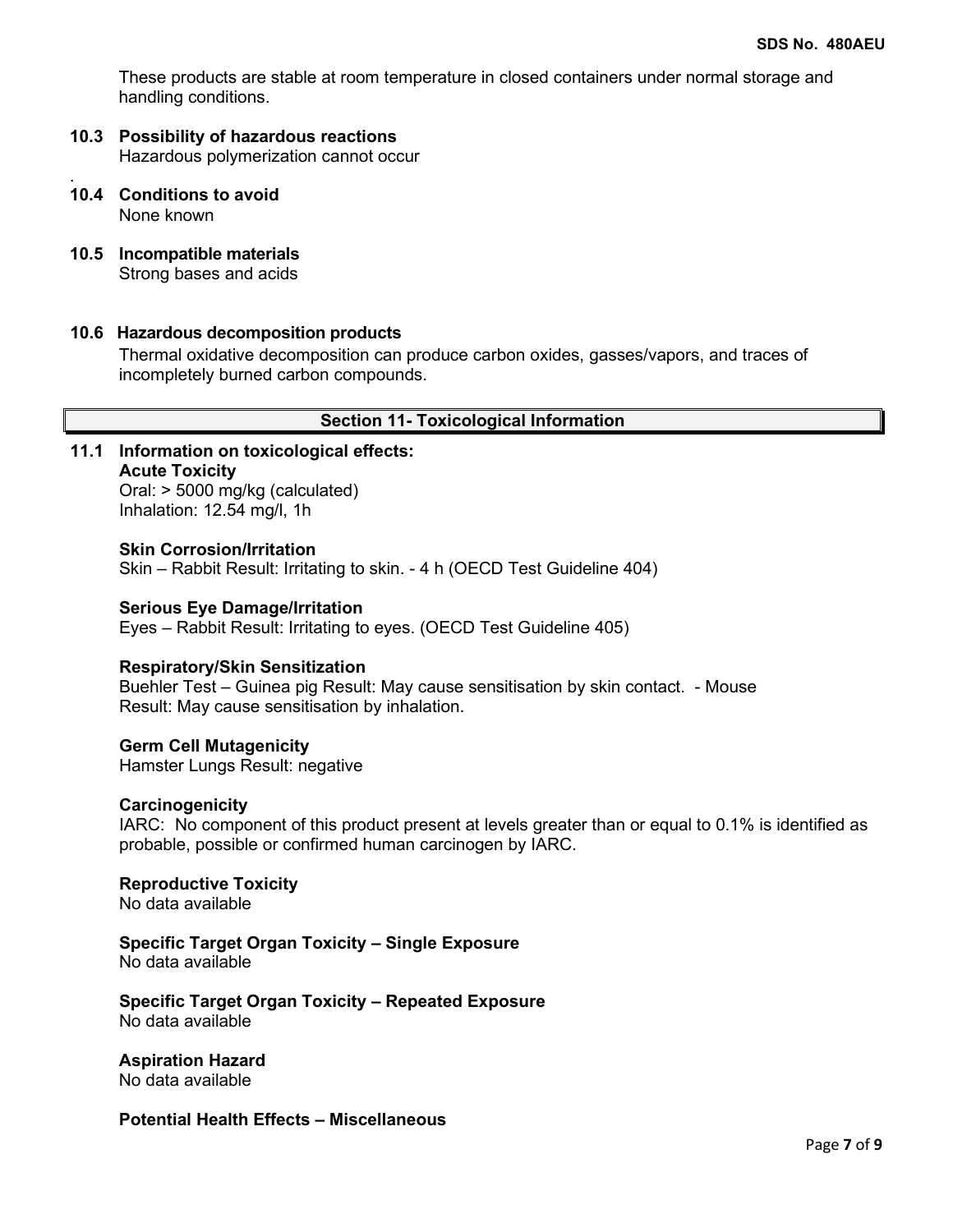These products are stable at room temperature in closed containers under normal storage and handling conditions.

**10.3 Possibility of hazardous reactions**

Hazardous polymerization cannot occur

.

**10.4 Conditions to avoid**

None known

**10.5 Incompatible materials**

Strong bases and acids

**10.6 Hazardous decomposition products**

Thermal oxidative decomposition can produce carbon oxides, gasses/vapors, and traces of incompletely burned carbon compounds.

## Section 11- Toxicological Information

**11.1 Information on toxicological effects:**

**Acute Toxicity**

Oral: > 5000 mg/kg (calculated)
Inhalation: 12.54 mg/l, 1h

**Skin Corrosion/Irritation**

Skin – Rabbit Result: Irritating to skin. - 4 h (OECD Test Guideline 404)

**Serious Eye Damage/Irritation**

Eyes – Rabbit Result: Irritating to eyes. (OECD Test Guideline 405)

**Respiratory/Skin Sensitization**

Buehler Test – Guinea pig Result: May cause sensitisation by skin contact. - Mouse Result: May cause sensitisation by inhalation.

**Germ Cell Mutagenicity**

Hamster Lungs Result: negative

**Carcinogenicity**

IARC: No component of this product present at levels greater than or equal to 0.1% is identified as probable, possible or confirmed human carcinogen by IARC.

**Reproductive Toxicity**

No data available

**Specific Target Organ Toxicity – Single Exposure**

No data available

**Specific Target Organ Toxicity – Repeated Exposure**

No data available

**Aspiration Hazard**

No data available

**Potential Health Effects – Miscellaneous**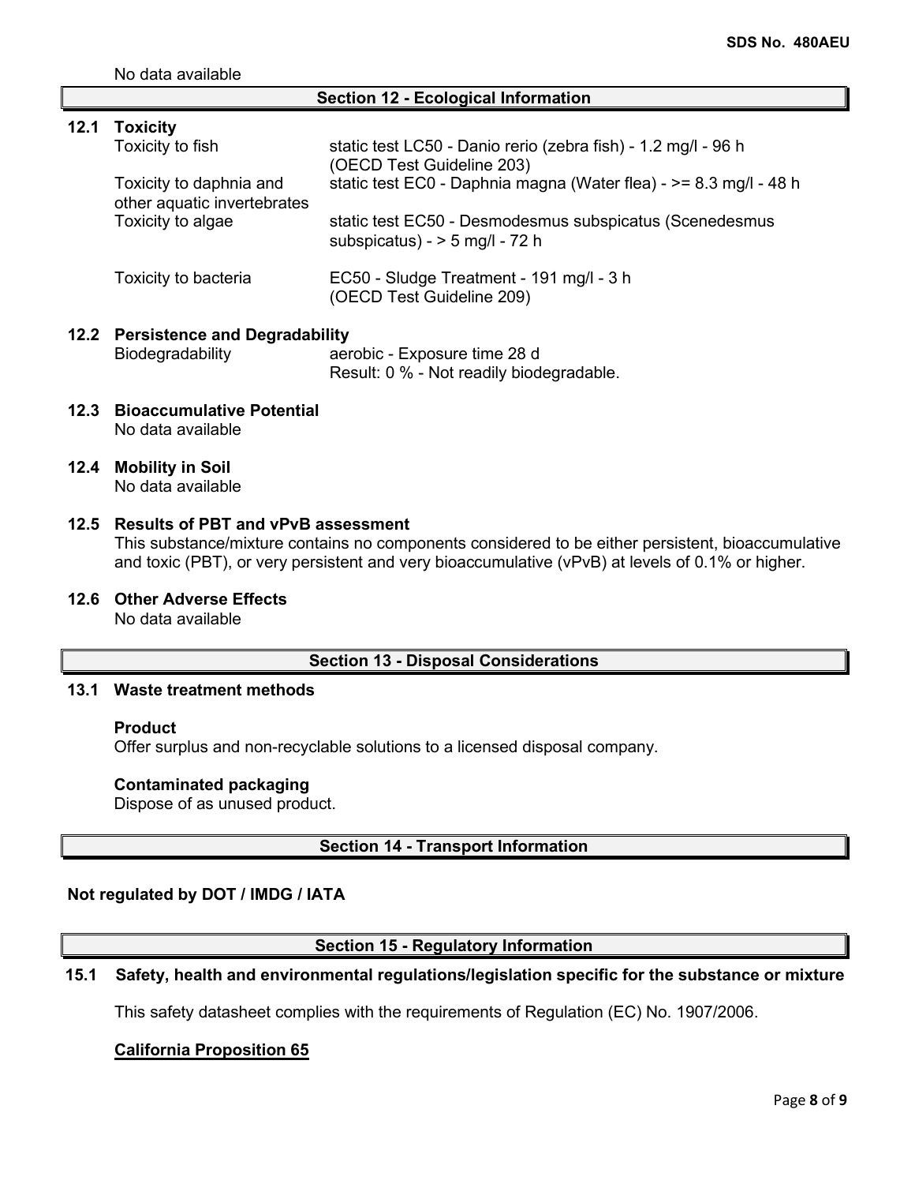No data available

## Section 12 - Ecological Information

### 12.1 Toxicity

| | |
|---|---|
| Toxicity to fish | static test LC50 - Danio rerio (zebra fish) - 1.2 mg/l - 96 h (OECD Test Guideline 203) |
| Toxicity to daphnia and other aquatic invertebrates | static test EC0 - Daphnia magna (Water flea) - >= 8.3 mg/l - 48 h |
| Toxicity to algae | static test EC50 - Desmodesmus subspicatus (Scenedesmus subspicatus) - > 5 mg/l - 72 h |
| Toxicity to bacteria | EC50 - Sludge Treatment - 191 mg/l - 3 h (OECD Test Guideline 209) |

### 12.2 Persistence and Degradability

| | |
|---|---|
| Biodegradability | aerobic - Exposure time 28 d<br>Result: 0 % - Not readily biodegradable. |

### 12.3 Bioaccumulative Potential

No data available

### 12.4 Mobility in Soil

No data available

### 12.5 Results of PBT and vPvB assessment

This substance/mixture contains no components considered to be either persistent, bioaccumulative and toxic (PBT), or very persistent and very bioaccumulative (vPvB) at levels of 0.1% or higher.

### 12.6 Other Adverse Effects

No data available

## Section 13 - Disposal Considerations

### 13.1 Waste treatment methods

**Product**

Offer surplus and non-recyclable solutions to a licensed disposal company.

**Contaminated packaging**

Dispose of as unused product.

## Section 14 - Transport Information

**Not regulated by DOT / IMDG / IATA**

## Section 15 - Regulatory Information

### 15.1 Safety, health and environmental regulations/legislation specific for the substance or mixture

This safety datasheet complies with the requirements of Regulation (EC) No. 1907/2006.

**California Proposition 65**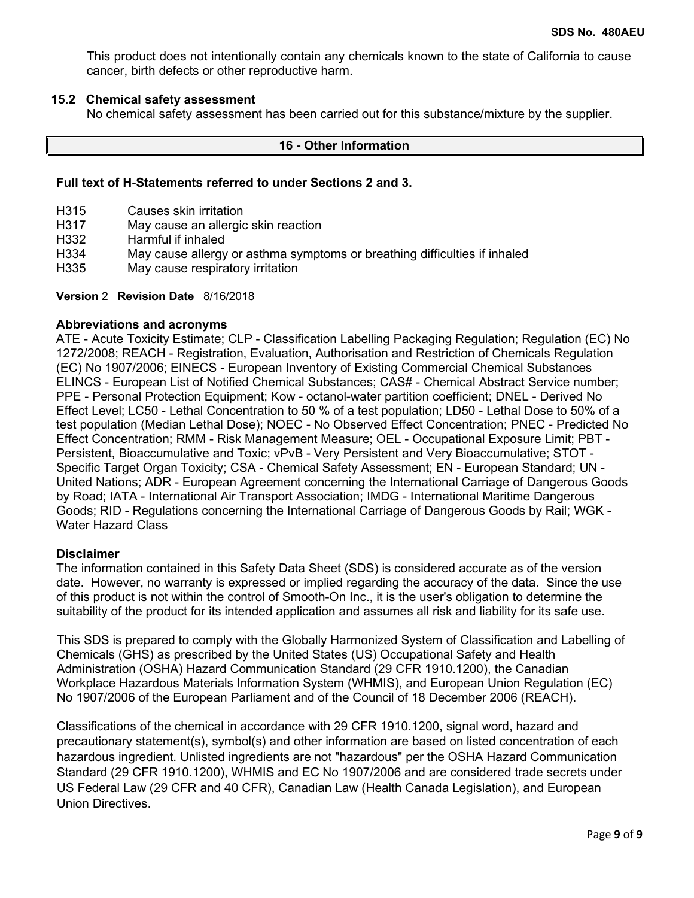This product does not intentionally contain any chemicals known to the state of California to cause cancer, birth defects or other reproductive harm.

### 15.2 Chemical safety assessment

No chemical safety assessment has been carried out for this substance/mixture by the supplier.

## 16 - Other Information

**Full text of H-Statements referred to under Sections 2 and 3.**

| | |
|---|---|
| H315 | Causes skin irritation |
| H317 | May cause an allergic skin reaction |
| H332 | Harmful if inhaled |
| H334 | May cause allergy or asthma symptoms or breathing difficulties if inhaled |
| H335 | May cause respiratory irritation |

**Version** 2 **Revision Date** 8/16/2018

**Abbreviations and acronyms**

ATE - Acute Toxicity Estimate; CLP - Classification Labelling Packaging Regulation; Regulation (EC) No 1272/2008; REACH - Registration, Evaluation, Authorisation and Restriction of Chemicals Regulation (EC) No 1907/2006; EINECS - European Inventory of Existing Commercial Chemical Substances ELINCS - European List of Notified Chemical Substances; CAS# - Chemical Abstract Service number; PPE - Personal Protection Equipment; Kow - octanol-water partition coefficient; DNEL - Derived No Effect Level; LC50 - Lethal Concentration to 50 % of a test population; LD50 - Lethal Dose to 50% of a test population (Median Lethal Dose); NOEC - No Observed Effect Concentration; PNEC - Predicted No Effect Concentration; RMM - Risk Management Measure; OEL - Occupational Exposure Limit; PBT - Persistent, Bioaccumulative and Toxic; vPvB - Very Persistent and Very Bioaccumulative; STOT - Specific Target Organ Toxicity; CSA - Chemical Safety Assessment; EN - European Standard; UN - United Nations; ADR - European Agreement concerning the International Carriage of Dangerous Goods by Road; IATA - International Air Transport Association; IMDG - International Maritime Dangerous Goods; RID - Regulations concerning the International Carriage of Dangerous Goods by Rail; WGK - Water Hazard Class

**Disclaimer**

The information contained in this Safety Data Sheet (SDS) is considered accurate as of the version date. However, no warranty is expressed or implied regarding the accuracy of the data. Since the use of this product is not within the control of Smooth-On Inc., it is the user's obligation to determine the suitability of the product for its intended application and assumes all risk and liability for its safe use.

This SDS is prepared to comply with the Globally Harmonized System of Classification and Labelling of Chemicals (GHS) as prescribed by the United States (US) Occupational Safety and Health Administration (OSHA) Hazard Communication Standard (29 CFR 1910.1200), the Canadian Workplace Hazardous Materials Information System (WHMIS), and European Union Regulation (EC) No 1907/2006 of the European Parliament and of the Council of 18 December 2006 (REACH).

Classifications of the chemical in accordance with 29 CFR 1910.1200, signal word, hazard and precautionary statement(s), symbol(s) and other information are based on listed concentration of each hazardous ingredient. Unlisted ingredients are not "hazardous" per the OSHA Hazard Communication Standard (29 CFR 1910.1200), WHMIS and EC No 1907/2006 and are considered trade secrets under US Federal Law (29 CFR and 40 CFR), Canadian Law (Health Canada Legislation), and European Union Directives.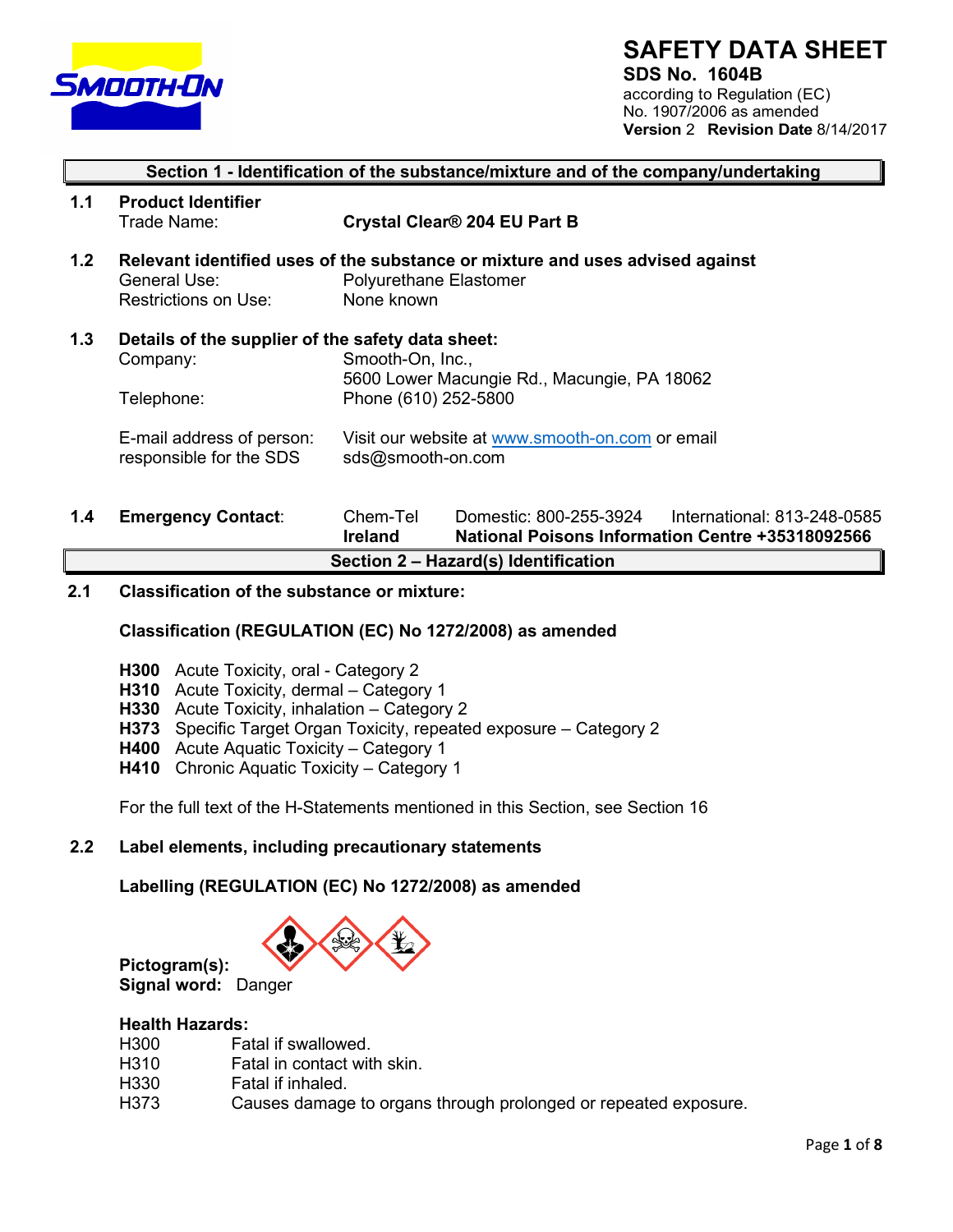# SAFETY DATA SHEET

**SDS No. 1604B**

according to Regulation (EC) No. 1907/2006 as amended

**Version** 2 **Revision Date** 8/14/2017

## Section 1 - Identification of the substance/mixture and of the company/undertaking

**1.1 Product Identifier**

Trade Name: **Crystal Clear® 204 EU Part B**

**1.2 Relevant identified uses of the substance or mixture and uses advised against**

General Use: Polyurethane Elastomer

Restrictions on Use: None known

**1.3 Details of the supplier of the safety data sheet:**

Company: Smooth-On, Inc., 5600 Lower Macungie Rd., Macungie, PA 18062

Telephone: Phone (610) 252-5800

E-mail address of person responsible for the SDS: Visit our website at www.smooth-on.com or email sds@smooth-on.com

**1.4 Emergency Contact:** Chem-Tel Domestic: 800-255-3924 International: 813-248-0585

**Ireland** **National Poisons Information Centre +35318092566**

## Section 2 – Hazard(s) Identification

**2.1 Classification of the substance or mixture:**

**Classification (REGULATION (EC) No 1272/2008) as amended**

- **H300** Acute Toxicity, oral - Category 2
- **H310** Acute Toxicity, dermal – Category 1
- **H330** Acute Toxicity, inhalation – Category 2
- **H373** Specific Target Organ Toxicity, repeated exposure – Category 2
- **H400** Acute Aquatic Toxicity – Category 1
- **H410** Chronic Aquatic Toxicity – Category 1

For the full text of the H-Statements mentioned in this Section, see Section 16

**2.2 Label elements, including precautionary statements**

**Labelling (REGULATION (EC) No 1272/2008) as amended**

**Pictogram(s):**

**Signal word:** Danger

**Health Hazards:**

| | |
|---|---|
| H300 | Fatal if swallowed. |
| H310 | Fatal in contact with skin. |
| H330 | Fatal if inhaled. |
| H373 | Causes damage to organs through prolonged or repeated exposure. |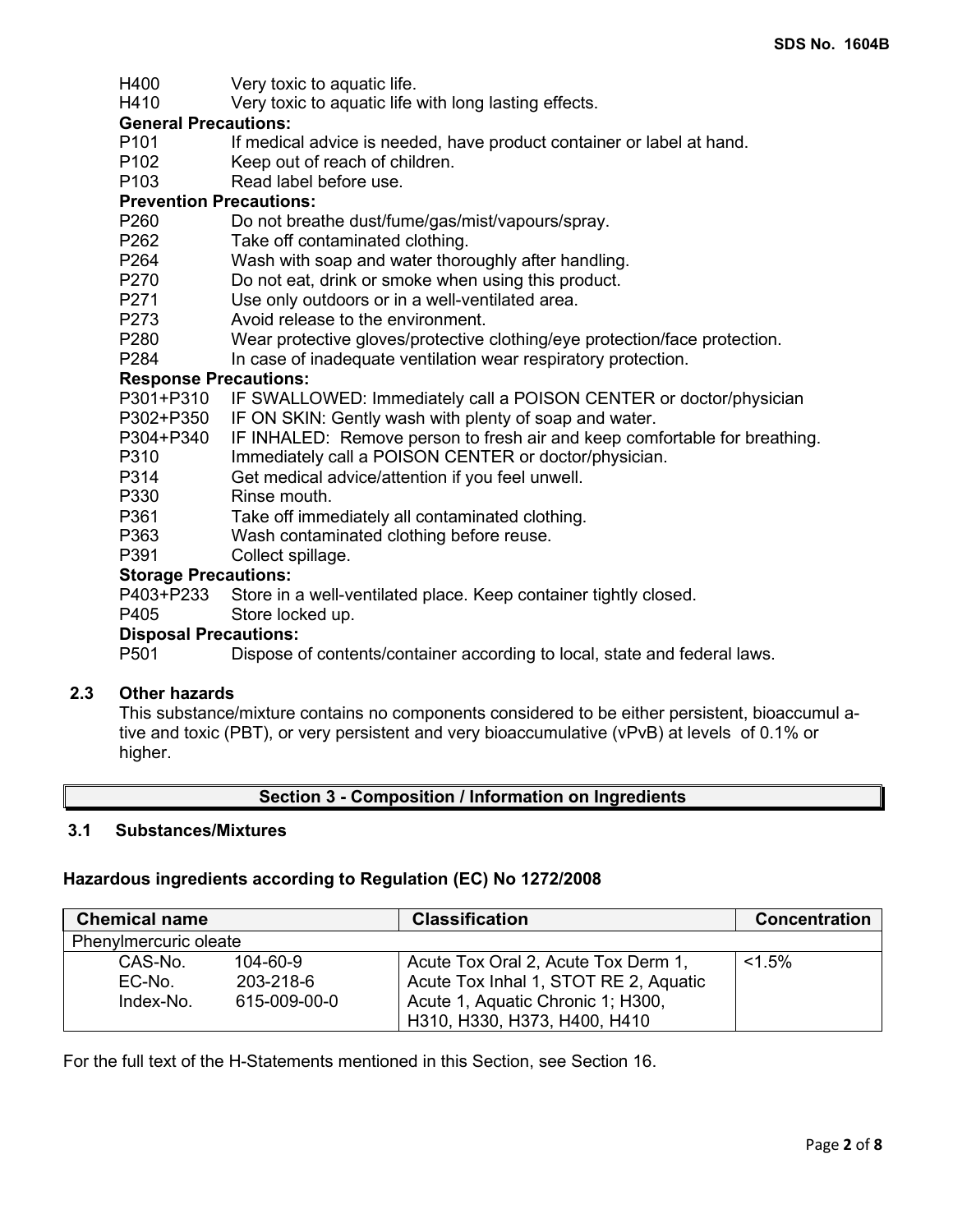H400 Very toxic to aquatic life.
H410 Very toxic to aquatic life with long lasting effects.

**General Precautions:**

P101 If medical advice is needed, have product container or label at hand.
P102 Keep out of reach of children.
P103 Read label before use.

**Prevention Precautions:**

P260 Do not breathe dust/fume/gas/mist/vapours/spray.
P262 Take off contaminated clothing.
P264 Wash with soap and water thoroughly after handling.
P270 Do not eat, drink or smoke when using this product.
P271 Use only outdoors or in a well-ventilated area.
P273 Avoid release to the environment.
P280 Wear protective gloves/protective clothing/eye protection/face protection.
P284 In case of inadequate ventilation wear respiratory protection.

**Response Precautions:**

P301+P310 IF SWALLOWED: Immediately call a POISON CENTER or doctor/physician
P302+P350 IF ON SKIN: Gently wash with plenty of soap and water.
P304+P340 IF INHALED: Remove person to fresh air and keep comfortable for breathing.
P310 Immediately call a POISON CENTER or doctor/physician.
P314 Get medical advice/attention if you feel unwell.
P330 Rinse mouth.
P361 Take off immediately all contaminated clothing.
P363 Wash contaminated clothing before reuse.
P391 Collect spillage.

**Storage Precautions:**

P403+P233 Store in a well-ventilated place. Keep container tightly closed.
P405 Store locked up.

**Disposal Precautions:**

P501 Dispose of contents/container according to local, state and federal laws.

### 2.3 Other hazards

This substance/mixture contains no components considered to be either persistent, bioaccumul a-tive and toxic (PBT), or very persistent and very bioaccumulative (vPvB) at levels of 0.1% or higher.

## Section 3 - Composition / Information on Ingredients

### 3.1 Substances/Mixtures

**Hazardous ingredients according to Regulation (EC) No 1272/2008**

| Chemical name | Classification | Concentration |
|---|---|---|
| Phenylmercuric oleate | | |
| CAS-No. 104-60-9<br>EC-No. 203-218-6<br>Index-No. 615-009-00-0 | Acute Tox Oral 2, Acute Tox Derm 1, Acute Tox Inhal 1, STOT RE 2, Aquatic Acute 1, Aquatic Chronic 1; H300, H310, H330, H373, H400, H410 | <1.5% |

For the full text of the H-Statements mentioned in this Section, see Section 16.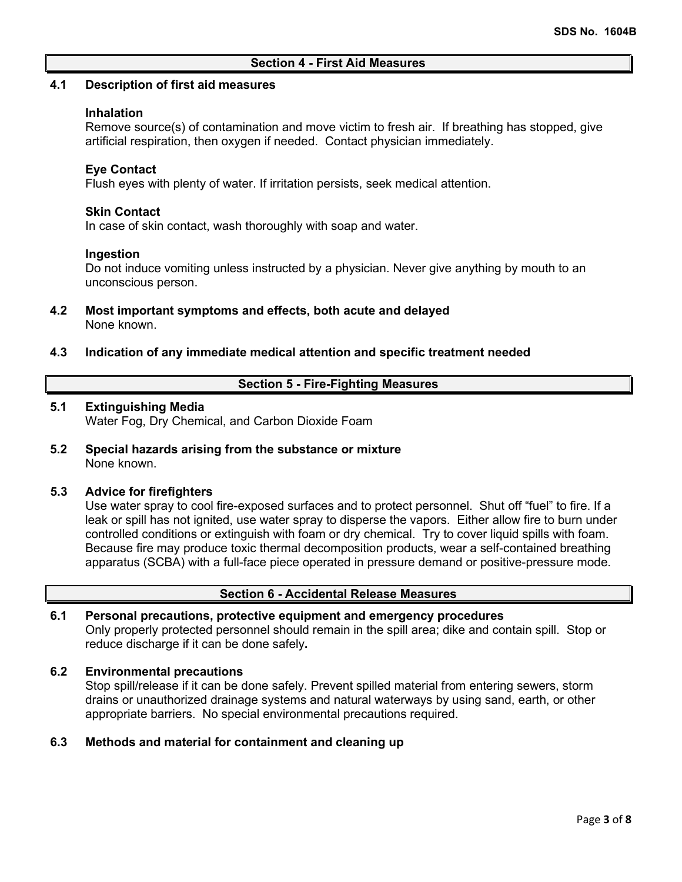## Section 4 - First Aid Measures

### 4.1 Description of first aid measures

**Inhalation**
Remove source(s) of contamination and move victim to fresh air. If breathing has stopped, give artificial respiration, then oxygen if needed. Contact physician immediately.

**Eye Contact**
Flush eyes with plenty of water. If irritation persists, seek medical attention.

**Skin Contact**
In case of skin contact, wash thoroughly with soap and water.

**Ingestion**
Do not induce vomiting unless instructed by a physician. Never give anything by mouth to an unconscious person.

### 4.2 Most important symptoms and effects, both acute and delayed
None known.

### 4.3 Indication of any immediate medical attention and specific treatment needed

## Section 5 - Fire-Fighting Measures

### 5.1 Extinguishing Media
Water Fog, Dry Chemical, and Carbon Dioxide Foam

### 5.2 Special hazards arising from the substance or mixture
None known.

### 5.3 Advice for firefighters
Use water spray to cool fire-exposed surfaces and to protect personnel. Shut off "fuel" to fire. If a leak or spill has not ignited, use water spray to disperse the vapors. Either allow fire to burn under controlled conditions or extinguish with foam or dry chemical. Try to cover liquid spills with foam. Because fire may produce toxic thermal decomposition products, wear a self-contained breathing apparatus (SCBA) with a full-face piece operated in pressure demand or positive-pressure mode.

## Section 6 - Accidental Release Measures

### 6.1 Personal precautions, protective equipment and emergency procedures
Only properly protected personnel should remain in the spill area; dike and contain spill. Stop or reduce discharge if it can be done safely**.**

### 6.2 Environmental precautions
Stop spill/release if it can be done safely. Prevent spilled material from entering sewers, storm drains or unauthorized drainage systems and natural waterways by using sand, earth, or other appropriate barriers. No special environmental precautions required.

### 6.3 Methods and material for containment and cleaning up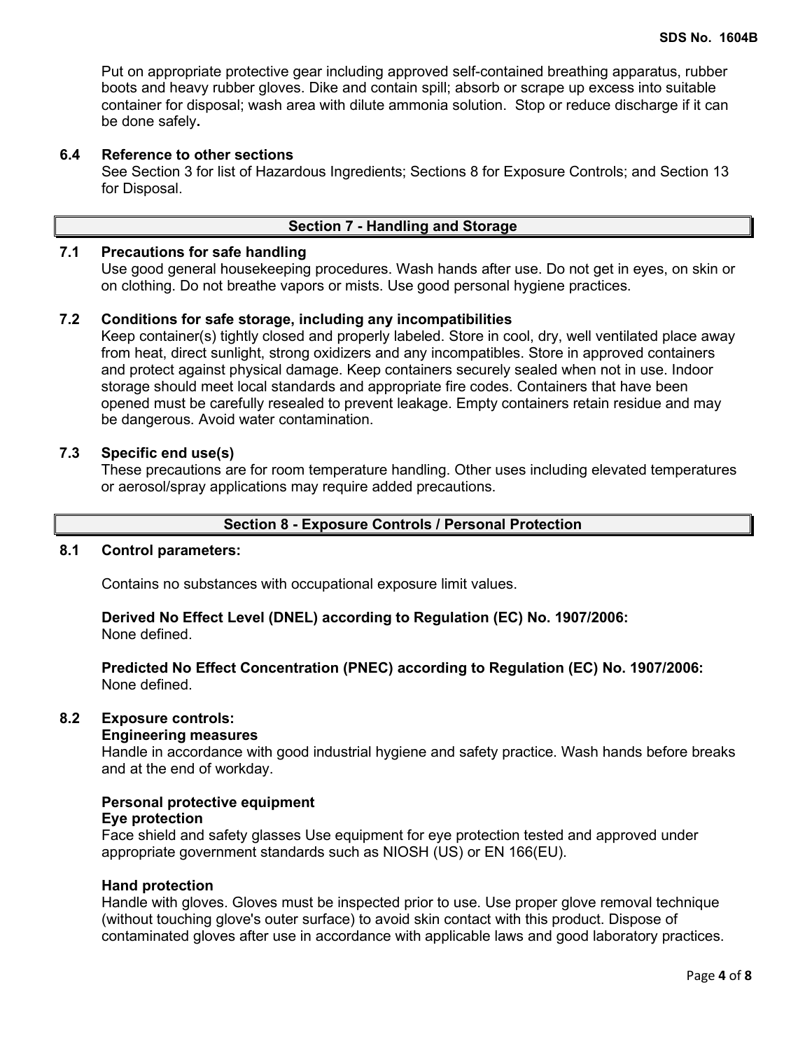Put on appropriate protective gear including approved self-contained breathing apparatus, rubber boots and heavy rubber gloves. Dike and contain spill; absorb or scrape up excess into suitable container for disposal; wash area with dilute ammonia solution. Stop or reduce discharge if it can be done safely**.**

### 6.4 Reference to other sections

See Section 3 for list of Hazardous Ingredients; Sections 8 for Exposure Controls; and Section 13 for Disposal.

## Section 7 - Handling and Storage

### 7.1 Precautions for safe handling

Use good general housekeeping procedures. Wash hands after use. Do not get in eyes, on skin or on clothing. Do not breathe vapors or mists. Use good personal hygiene practices.

### 7.2 Conditions for safe storage, including any incompatibilities

Keep container(s) tightly closed and properly labeled. Store in cool, dry, well ventilated place away from heat, direct sunlight, strong oxidizers and any incompatibles. Store in approved containers and protect against physical damage. Keep containers securely sealed when not in use. Indoor storage should meet local standards and appropriate fire codes. Containers that have been opened must be carefully resealed to prevent leakage. Empty containers retain residue and may be dangerous. Avoid water contamination.

### 7.3 Specific end use(s)

These precautions are for room temperature handling. Other uses including elevated temperatures or aerosol/spray applications may require added precautions.

## Section 8 - Exposure Controls / Personal Protection

### 8.1 Control parameters:

Contains no substances with occupational exposure limit values.

**Derived No Effect Level (DNEL) according to Regulation (EC) No. 1907/2006:**
None defined.

**Predicted No Effect Concentration (PNEC) according to Regulation (EC) No. 1907/2006:**
None defined.

### 8.2 Exposure controls:

**Engineering measures**

Handle in accordance with good industrial hygiene and safety practice. Wash hands before breaks and at the end of workday.

**Personal protective equipment**

**Eye protection**

Face shield and safety glasses Use equipment for eye protection tested and approved under appropriate government standards such as NIOSH (US) or EN 166(EU).

**Hand protection**

Handle with gloves. Gloves must be inspected prior to use. Use proper glove removal technique (without touching glove's outer surface) to avoid skin contact with this product. Dispose of contaminated gloves after use in accordance with applicable laws and good laboratory practices.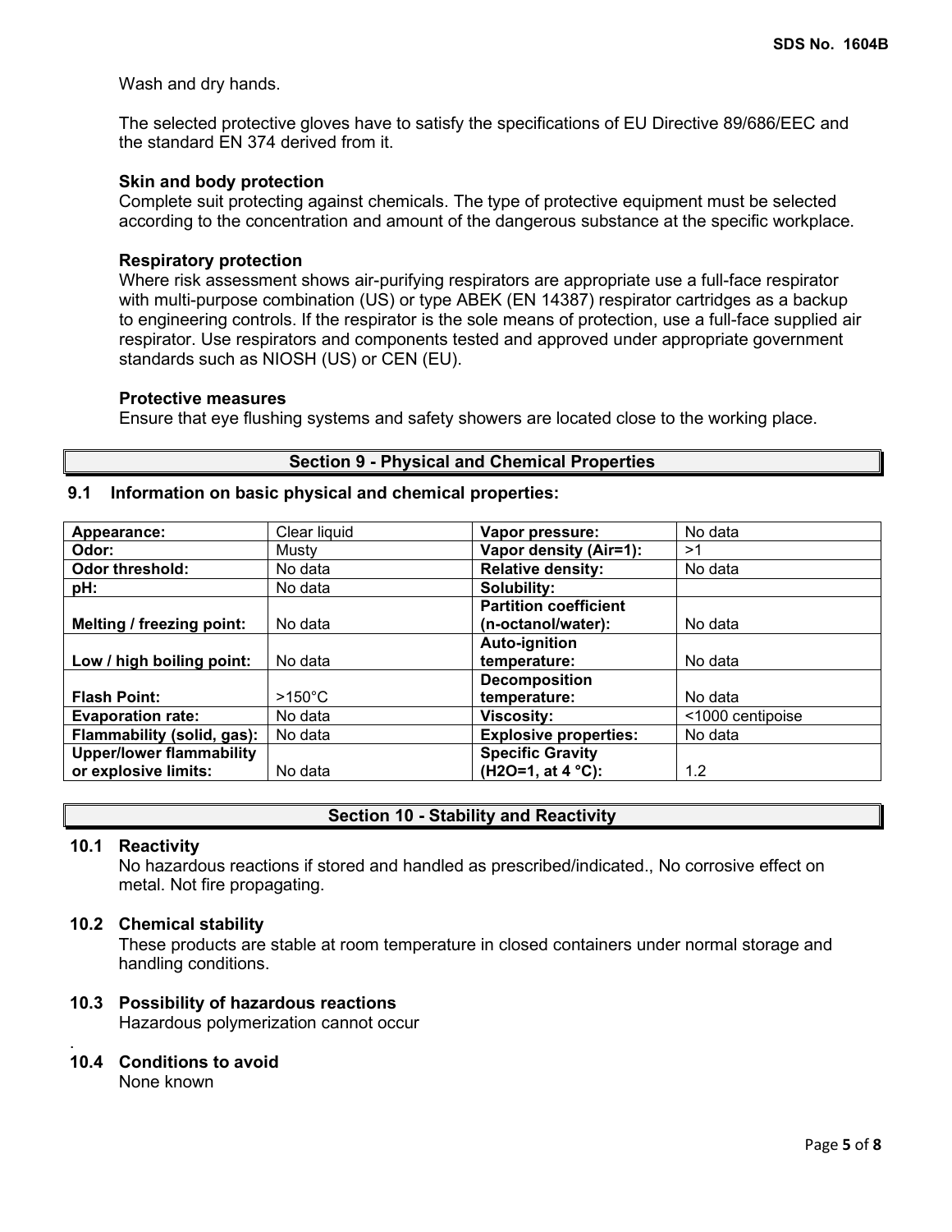Wash and dry hands.

The selected protective gloves have to satisfy the specifications of EU Directive 89/686/EEC and the standard EN 374 derived from it.

**Skin and body protection**
Complete suit protecting against chemicals. The type of protective equipment must be selected according to the concentration and amount of the dangerous substance at the specific workplace.

**Respiratory protection**
Where risk assessment shows air-purifying respirators are appropriate use a full-face respirator with multi-purpose combination (US) or type ABEK (EN 14387) respirator cartridges as a backup to engineering controls. If the respirator is the sole means of protection, use a full-face supplied air respirator. Use respirators and components tested and approved under appropriate government standards such as NIOSH (US) or CEN (EU).

**Protective measures**
Ensure that eye flushing systems and safety showers are located close to the working place.

## Section 9 - Physical and Chemical Properties

### 9.1 Information on basic physical and chemical properties:

| **Appearance:** | Clear liquid | **Vapor pressure:** | No data |
|---|---|---|---|
| **Odor:** | Musty | **Vapor density (Air=1):** | >1 |
| **Odor threshold:** | No data | **Relative density:** | No data |
| **pH:** | No data | **Solubility:** | |
| **Melting / freezing point:** | No data | **Partition coefficient (n-octanol/water):** | No data |
| **Low / high boiling point:** | No data | **Auto-ignition temperature:** | No data |
| **Flash Point:** | >150°C | **Decomposition temperature:** | No data |
| **Evaporation rate:** | No data | **Viscosity:** | <1000 centipoise |
| **Flammability (solid, gas):** | No data | **Explosive properties:** | No data |
| **Upper/lower flammability or explosive limits:** | No data | **Specific Gravity ($H_2O$=1, at 4 °C):** | 1.2 |

## Section 10 - Stability and Reactivity

### 10.1 Reactivity
No hazardous reactions if stored and handled as prescribed/indicated., No corrosive effect on metal. Not fire propagating.

### 10.2 Chemical stability
These products are stable at room temperature in closed containers under normal storage and handling conditions.

### 10.3 Possibility of hazardous reactions
Hazardous polymerization cannot occur

.

### 10.4 Conditions to avoid
None known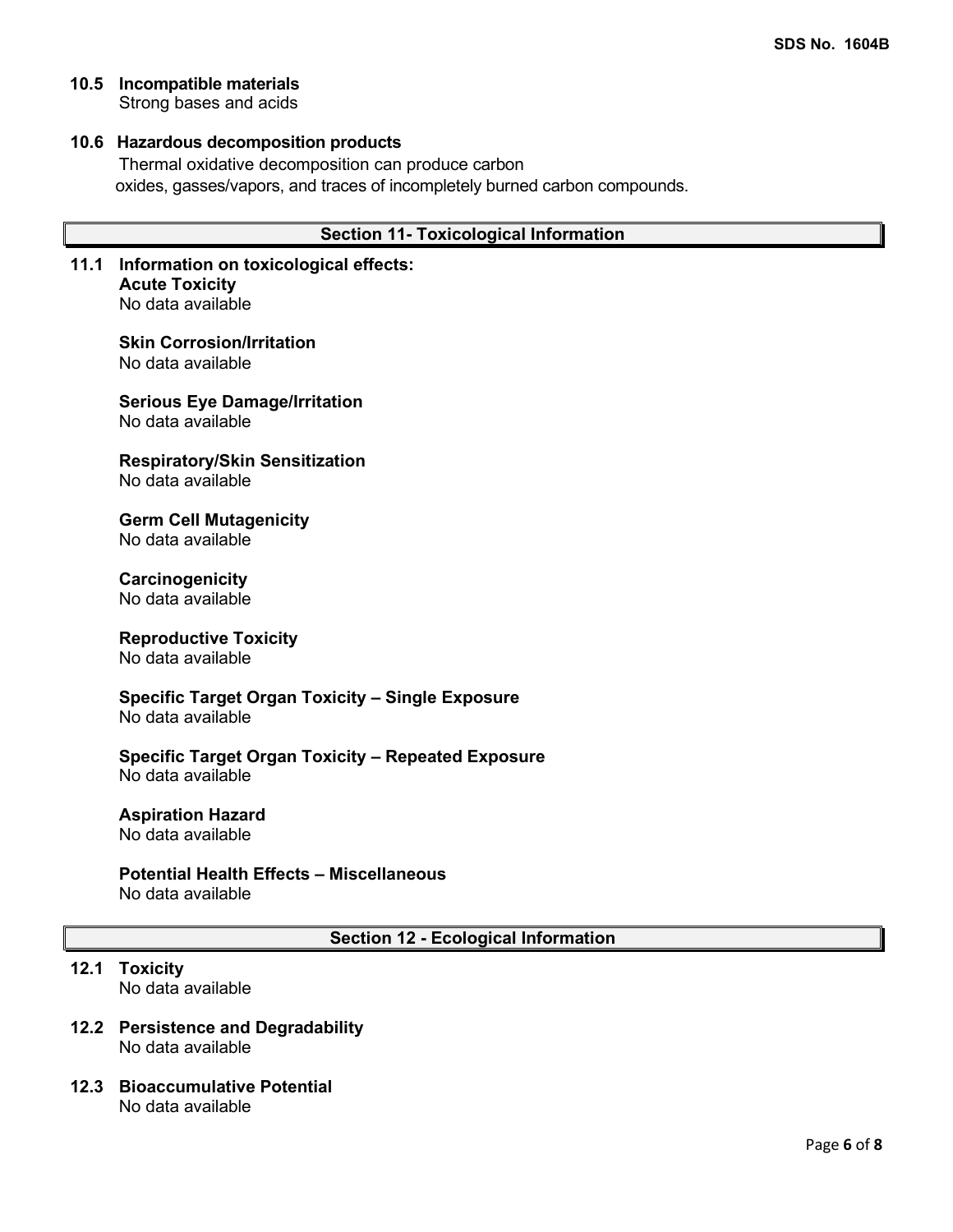### 10.5 Incompatible materials

Strong bases and acids

### 10.6 Hazardous decomposition products

Thermal oxidative decomposition can produce carbon oxides, gasses/vapors, and traces of incompletely burned carbon compounds.

## Section 11- Toxicological Information

### 11.1 Information on toxicological effects:

**Acute Toxicity**
No data available

**Skin Corrosion/Irritation**
No data available

**Serious Eye Damage/Irritation**
No data available

**Respiratory/Skin Sensitization**
No data available

**Germ Cell Mutagenicity**
No data available

**Carcinogenicity**
No data available

**Reproductive Toxicity**
No data available

**Specific Target Organ Toxicity – Single Exposure**
No data available

**Specific Target Organ Toxicity – Repeated Exposure**
No data available

**Aspiration Hazard**
No data available

**Potential Health Effects – Miscellaneous**
No data available

## Section 12 - Ecological Information

### 12.1 Toxicity

No data available

### 12.2 Persistence and Degradability

No data available

### 12.3 Bioaccumulative Potential

No data available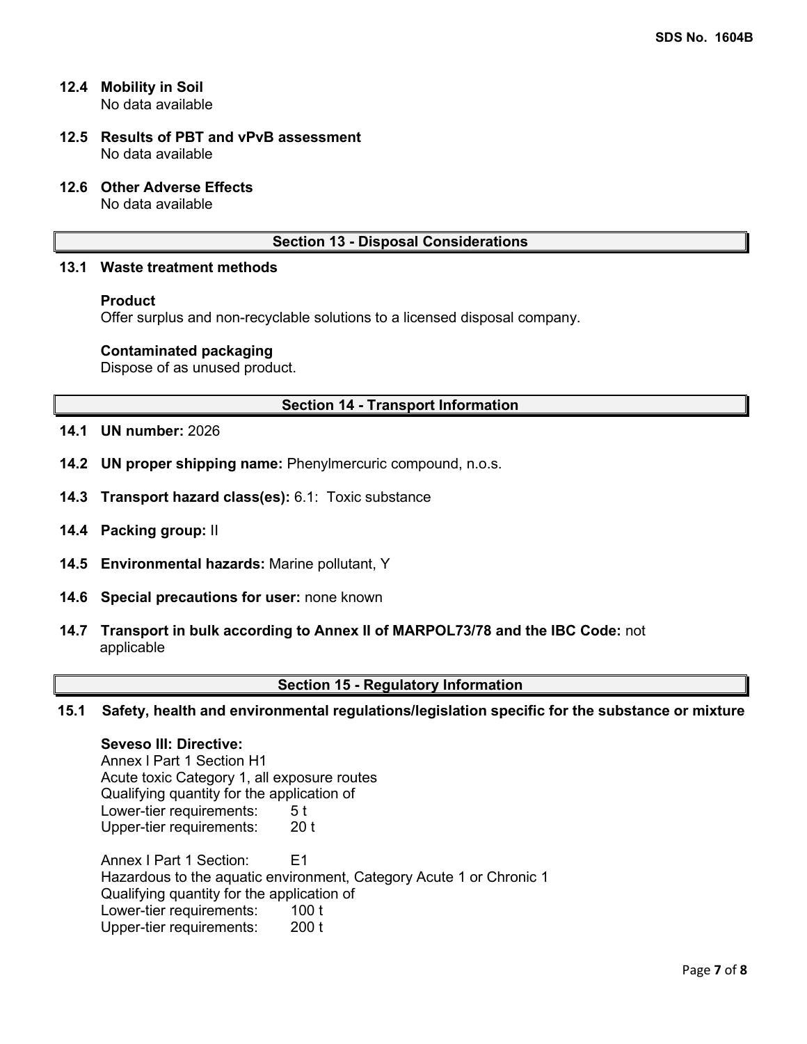### 12.4 Mobility in Soil

No data available

### 12.5 Results of PBT and vPvB assessment

No data available

### 12.6 Other Adverse Effects

No data available

## Section 13 - Disposal Considerations

### 13.1 Waste treatment methods

**Product**

Offer surplus and non-recyclable solutions to a licensed disposal company.

**Contaminated packaging**

Dispose of as unused product.

## Section 14 - Transport Information

**14.1 UN number:** 2026

**14.2 UN proper shipping name:** Phenylmercuric compound, n.o.s.

**14.3 Transport hazard class(es):** 6.1: Toxic substance

**14.4 Packing group:** II

**14.5 Environmental hazards:** Marine pollutant, Y

**14.6 Special precautions for user:** none known

**14.7 Transport in bulk according to Annex II of MARPOL73/78 and the IBC Code:** not applicable

## Section 15 - Regulatory Information

### 15.1 Safety, health and environmental regulations/legislation specific for the substance or mixture

**Seveso III: Directive:**

Annex I Part 1 Section H1
Acute toxic Category 1, all exposure routes
Qualifying quantity for the application of
Lower-tier requirements: 5 t
Upper-tier requirements: 20 t

Annex I Part 1 Section: E1
Hazardous to the aquatic environment, Category Acute 1 or Chronic 1
Qualifying quantity for the application of
Lower-tier requirements: 100 t
Upper-tier requirements: 200 t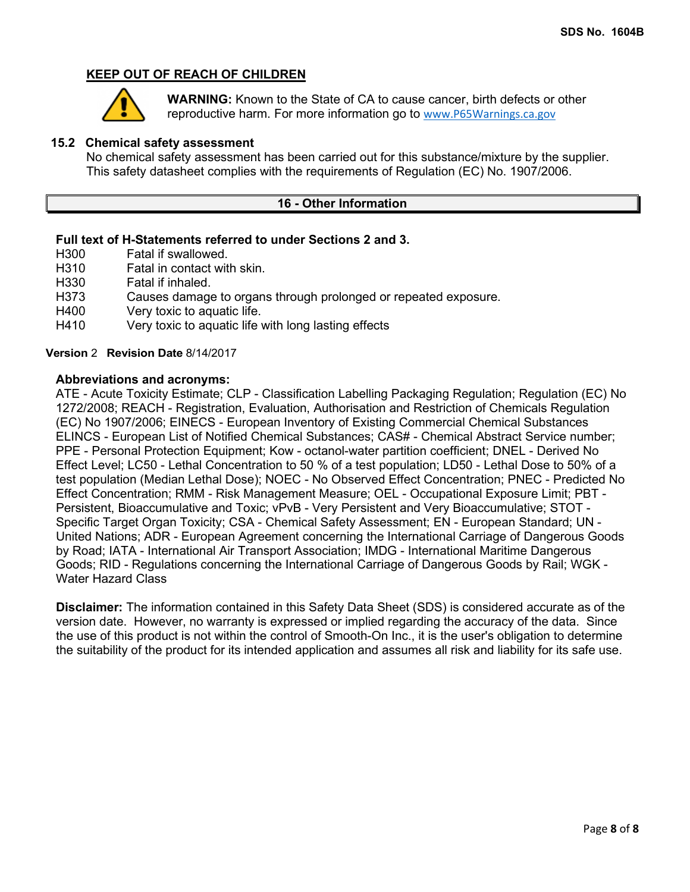**KEEP OUT OF REACH OF CHILDREN**

**WARNING:** Known to the State of CA to cause cancer, birth defects or other reproductive harm. For more information go to www.P65Warnings.ca.gov

### 15.2 Chemical safety assessment

No chemical safety assessment has been carried out for this substance/mixture by the supplier. This safety datasheet complies with the requirements of Regulation (EC) No. 1907/2006.

## 16 - Other Information

**Full text of H-Statements referred to under Sections 2 and 3.**

| | |
|---|---|
| H300 | Fatal if swallowed. |
| H310 | Fatal in contact with skin. |
| H330 | Fatal if inhaled. |
| H373 | Causes damage to organs through prolonged or repeated exposure. |
| H400 | Very toxic to aquatic life. |
| H410 | Very toxic to aquatic life with long lasting effects |

**Version** 2 **Revision Date** 8/14/2017

**Abbreviations and acronyms:**
ATE - Acute Toxicity Estimate; CLP - Classification Labelling Packaging Regulation; Regulation (EC) No 1272/2008; REACH - Registration, Evaluation, Authorisation and Restriction of Chemicals Regulation (EC) No 1907/2006; EINECS - European Inventory of Existing Commercial Chemical Substances ELINCS - European List of Notified Chemical Substances; CAS# - Chemical Abstract Service number; PPE - Personal Protection Equipment; Kow - octanol-water partition coefficient; DNEL - Derived No Effect Level; LC50 - Lethal Concentration to 50 % of a test population; LD50 - Lethal Dose to 50% of a test population (Median Lethal Dose); NOEC - No Observed Effect Concentration; PNEC - Predicted No Effect Concentration; RMM - Risk Management Measure; OEL - Occupational Exposure Limit; PBT - Persistent, Bioaccumulative and Toxic; vPvB - Very Persistent and Very Bioaccumulative; STOT - Specific Target Organ Toxicity; CSA - Chemical Safety Assessment; EN - European Standard; UN - United Nations; ADR - European Agreement concerning the International Carriage of Dangerous Goods by Road; IATA - International Air Transport Association; IMDG - International Maritime Dangerous Goods; RID - Regulations concerning the International Carriage of Dangerous Goods by Rail; WGK - Water Hazard Class

**Disclaimer:** The information contained in this Safety Data Sheet (SDS) is considered accurate as of the version date. However, no warranty is expressed or implied regarding the accuracy of the data. Since the use of this product is not within the control of Smooth-On Inc., it is the user's obligation to determine the suitability of the product for its intended application and assumes all risk and liability for its safe use.